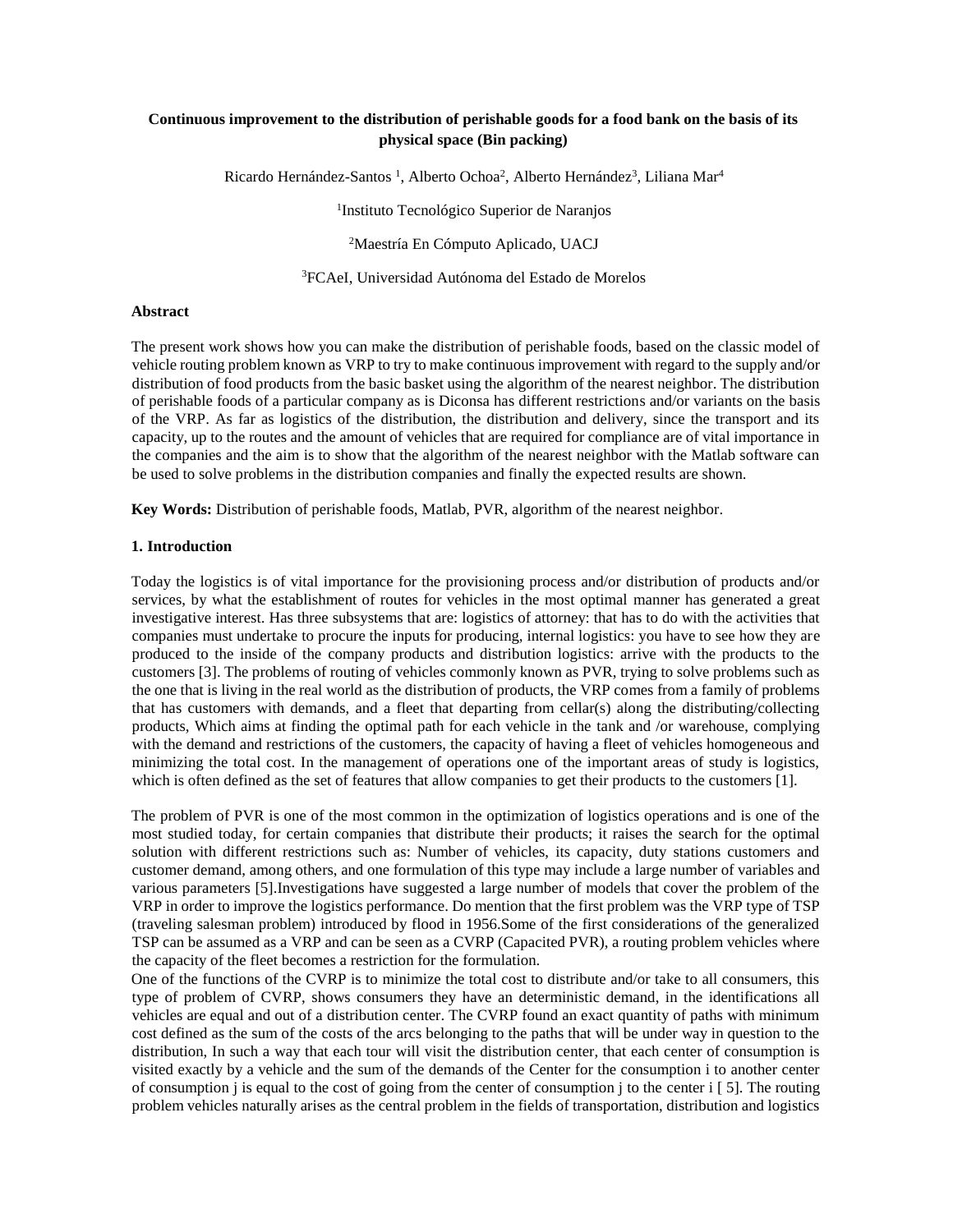# Continuous improvement to the distribution of perishable goods for a food bank on the basis of its physical space (Bin packing)

Ricardo Hernández-Santos [1], Alberto Ochoa[2], Alberto Hernández[3], Liliana Mar[4]

[1]Instituto Tecnológico Superior de Naranjos

[2]Maestría En Cómputo Aplicado, UACJ

[3]FCAeI, Universidad Autónoma del Estado de Morelos

## Abstract

The present work shows how you can make the distribution of perishable foods, based on the classic model of vehicle routing problem known as VRP to try to make continuous improvement with regard to the supply and/or distribution of food products from the basic basket using the algorithm of the nearest neighbor. The distribution of perishable foods of a particular company as is Diconsa has different restrictions and/or variants on the basis of the VRP. As far as logistics of the distribution, the distribution and delivery, since the transport and its capacity, up to the routes and the amount of vehicles that are required for compliance are of vital importance in the companies and the aim is to show that the algorithm of the nearest neighbor with the Matlab software can be used to solve problems in the distribution companies and finally the expected results are shown.

**Key Words:** Distribution of perishable foods, Matlab, PVR, algorithm of the nearest neighbor.

## 1. Introduction

Today the logistics is of vital importance for the provisioning process and/or distribution of products and/or services, by what the establishment of routes for vehicles in the most optimal manner has generated a great investigative interest. Has three subsystems that are: logistics of attorney: that has to do with the activities that companies must undertake to procure the inputs for producing, internal logistics: you have to see how they are produced to the inside of the company products and distribution logistics: arrive with the products to the customers [3]. The problems of routing of vehicles commonly known as PVR, trying to solve problems such as the one that is living in the real world as the distribution of products, the VRP comes from a family of problems that has customers with demands, and a fleet that departing from cellar(s) along the distributing/collecting products, Which aims at finding the optimal path for each vehicle in the tank and /or warehouse, complying with the demand and restrictions of the customers, the capacity of having a fleet of vehicles homogeneous and minimizing the total cost. In the management of operations one of the important areas of study is logistics, which is often defined as the set of features that allow companies to get their products to the customers [1].

The problem of PVR is one of the most common in the optimization of logistics operations and is one of the most studied today, for certain companies that distribute their products; it raises the search for the optimal solution with different restrictions such as: Number of vehicles, its capacity, duty stations customers and customer demand, among others, and one formulation of this type may include a large number of variables and various parameters [5].Investigations have suggested a large number of models that cover the problem of the VRP in order to improve the logistics performance. Do mention that the first problem was the VRP type of TSP (traveling salesman problem) introduced by flood in 1956.Some of the first considerations of the generalized TSP can be assumed as a VRP and can be seen as a CVRP (Capacited PVR), a routing problem vehicles where the capacity of the fleet becomes a restriction for the formulation.

One of the functions of the CVRP is to minimize the total cost to distribute and/or take to all consumers, this type of problem of CVRP, shows consumers they have an deterministic demand, in the identifications all vehicles are equal and out of a distribution center. The CVRP found an exact quantity of paths with minimum cost defined as the sum of the costs of the arcs belonging to the paths that will be under way in question to the distribution, In such a way that each tour will visit the distribution center, that each center of consumption is visited exactly by a vehicle and the sum of the demands of the Center for the consumption i to another center of consumption j is equal to the cost of going from the center of consumption j to the center i [ 5]. The routing problem vehicles naturally arises as the central problem in the fields of transportation, distribution and logistics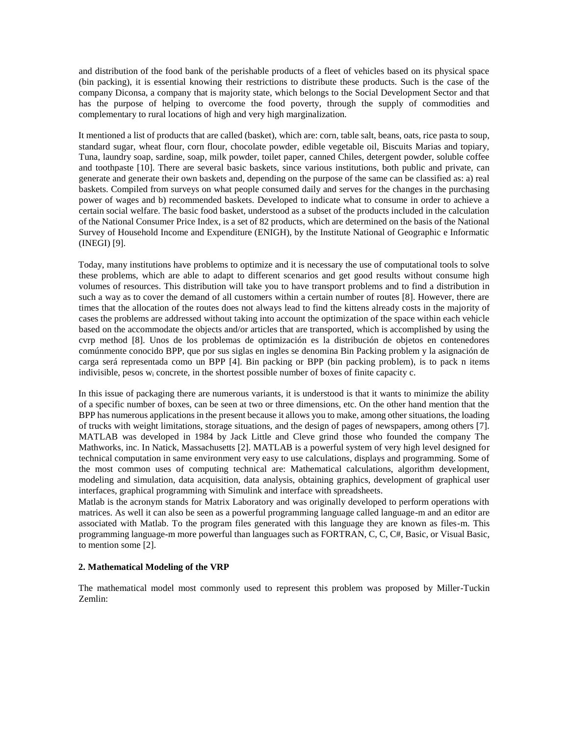and distribution of the food bank of the perishable products of a fleet of vehicles based on its physical space (bin packing), it is essential knowing their restrictions to distribute these products. Such is the case of the company Diconsa, a company that is majority state, which belongs to the Social Development Sector and that has the purpose of helping to overcome the food poverty, through the supply of commodities and complementary to rural locations of high and very high marginalization.

It mentioned a list of products that are called (basket), which are: corn, table salt, beans, oats, rice pasta to soup, standard sugar, wheat flour, corn flour, chocolate powder, edible vegetable oil, Biscuits Marias and topiary, Tuna, laundry soap, sardine, soap, milk powder, toilet paper, canned Chiles, detergent powder, soluble coffee and toothpaste [10]. There are several basic baskets, since various institutions, both public and private, can generate and generate their own baskets and, depending on the purpose of the same can be classified as: a) real baskets. Compiled from surveys on what people consumed daily and serves for the changes in the purchasing power of wages and b) recommended baskets. Developed to indicate what to consume in order to achieve a certain social welfare. The basic food basket, understood as a subset of the products included in the calculation of the National Consumer Price Index, is a set of 82 products, which are determined on the basis of the National Survey of Household Income and Expenditure (ENIGH), by the Institute National of Geographic e Informatic (INEGI) [9].

Today, many institutions have problems to optimize and it is necessary the use of computational tools to solve these problems, which are able to adapt to different scenarios and get good results without consume high volumes of resources. This distribution will take you to have transport problems and to find a distribution in such a way as to cover the demand of all customers within a certain number of routes [8]. However, there are times that the allocation of the routes does not always lead to find the kittens already costs in the majority of cases the problems are addressed without taking into account the optimization of the space within each vehicle based on the accommodate the objects and/or articles that are transported, which is accomplished by using the cvrp method [8]. Unos de los problemas de optimización es la distribución de objetos en contenedores comúnmente conocido BPP, que por sus siglas en ingles se denomina Bin Packing problem y la asignación de carga será representada como un BPP [4]. Bin packing or BPP (bin packing problem), is to pack n items indivisible, pesos $w_i$ concrete, in the shortest possible number of boxes of finite capacity c.

In this issue of packaging there are numerous variants, it is understood is that it wants to minimize the ability of a specific number of boxes, can be seen at two or three dimensions, etc. On the other hand mention that the BPP has numerous applications in the present because it allows you to make, among other situations, the loading of trucks with weight limitations, storage situations, and the design of pages of newspapers, among others [7]. MATLAB was developed in 1984 by Jack Little and Cleve grind those who founded the company The Mathworks, inc. In Natick, Massachusetts [2]. MATLAB is a powerful system of very high level designed for technical computation in same environment very easy to use calculations, displays and programming. Some of the most common uses of computing technical are: Mathematical calculations, algorithm development, modeling and simulation, data acquisition, data analysis, obtaining graphics, development of graphical user interfaces, graphical programming with Simulink and interface with spreadsheets.

Matlab is the acronym stands for Matrix Laboratory and was originally developed to perform operations with matrices. As well it can also be seen as a powerful programming language called language-m and an editor are associated with Matlab. To the program files generated with this language they are known as files-m. This programming language-m more powerful than languages such as FORTRAN, C, C, C#, Basic, or Visual Basic, to mention some [2].

## 2. Mathematical Modeling of the VRP

The mathematical model most commonly used to represent this problem was proposed by Miller-Tuckin Zemlin: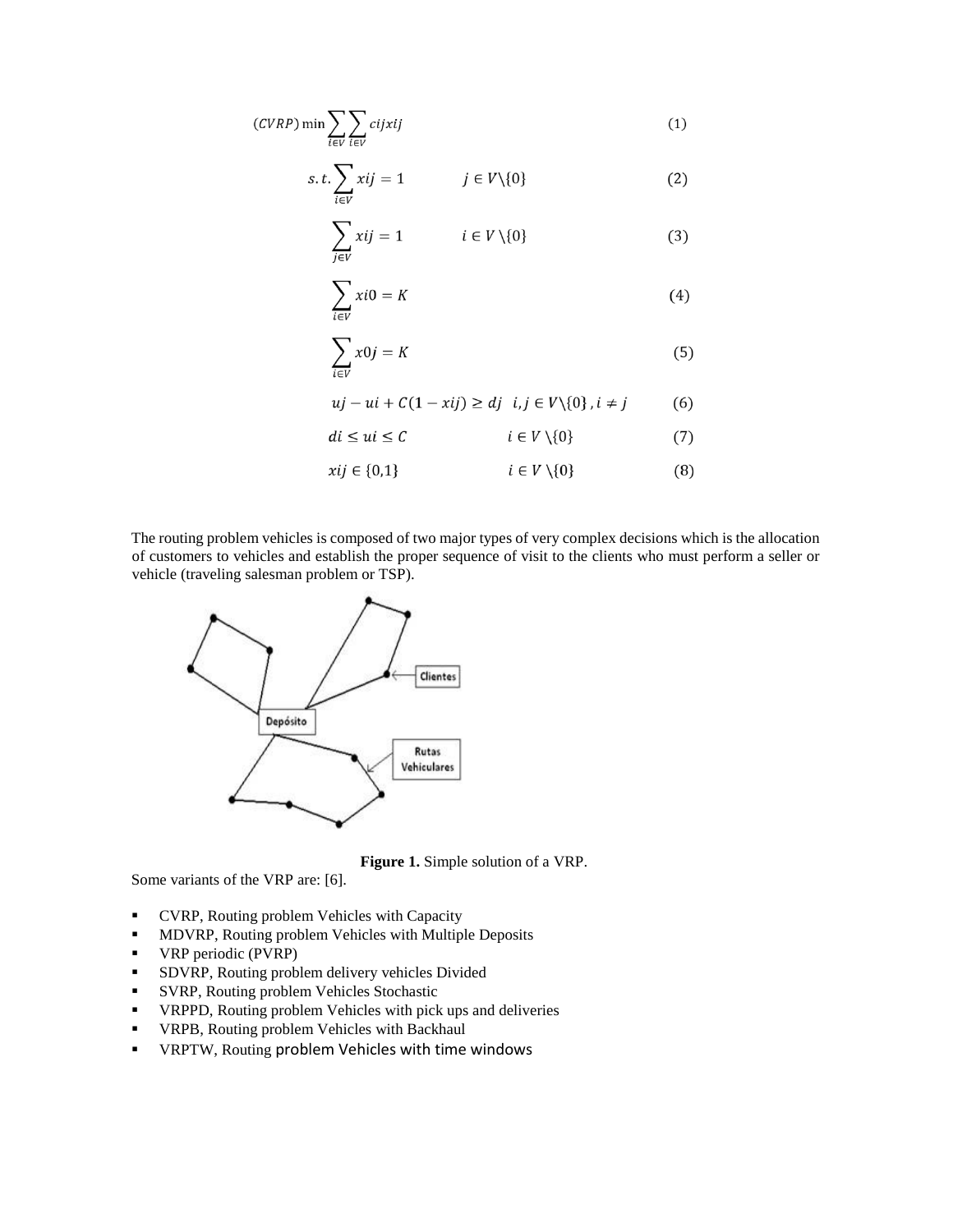$$(CVRP)\min \sum_{i \in V} \sum_{i \in V} cijxij \quad (1)$$

$$s.t. \sum_{i \in V} xij = 1 \qquad j \in V \backslash \{0\} \quad (2)$$

$$\sum_{j \in V} xij = 1 \qquad i \in V \backslash \{0\} \quad (3)$$

$$\sum_{i \in V} xi0 = K \quad (4)$$

$$\sum_{i \in V} x0j = K \quad (5)$$

$$uj - ui + C(1 - xij) \geq dj \quad i, j \in V \backslash \{0\}, i \neq j \quad (6)$$

$$di \leq ui \leq C \qquad i \in V \backslash \{0\} \quad (7)$$

$$xij \in \{0,1\} \qquad i \in V \backslash \{0\} \quad (8)$$

The routing problem vehicles is composed of two major types of very complex decisions which is the allocation of customers to vehicles and establish the proper sequence of visit to the clients who must perform a seller or vehicle (traveling salesman problem or TSP).

**Figure 1.** Simple solution of a VRP.

Some variants of the VRP are: [6].

- CVRP, Routing problem Vehicles with Capacity
- MDVRP, Routing problem Vehicles with Multiple Deposits
- VRP periodic (PVRP)
- SDVRP, Routing problem delivery vehicles Divided
- SVRP, Routing problem Vehicles Stochastic
- VRPPD, Routing problem Vehicles with pick ups and deliveries
- VRPB, Routing problem Vehicles with Backhaul
- VRPTW, Routing problem Vehicles with time windows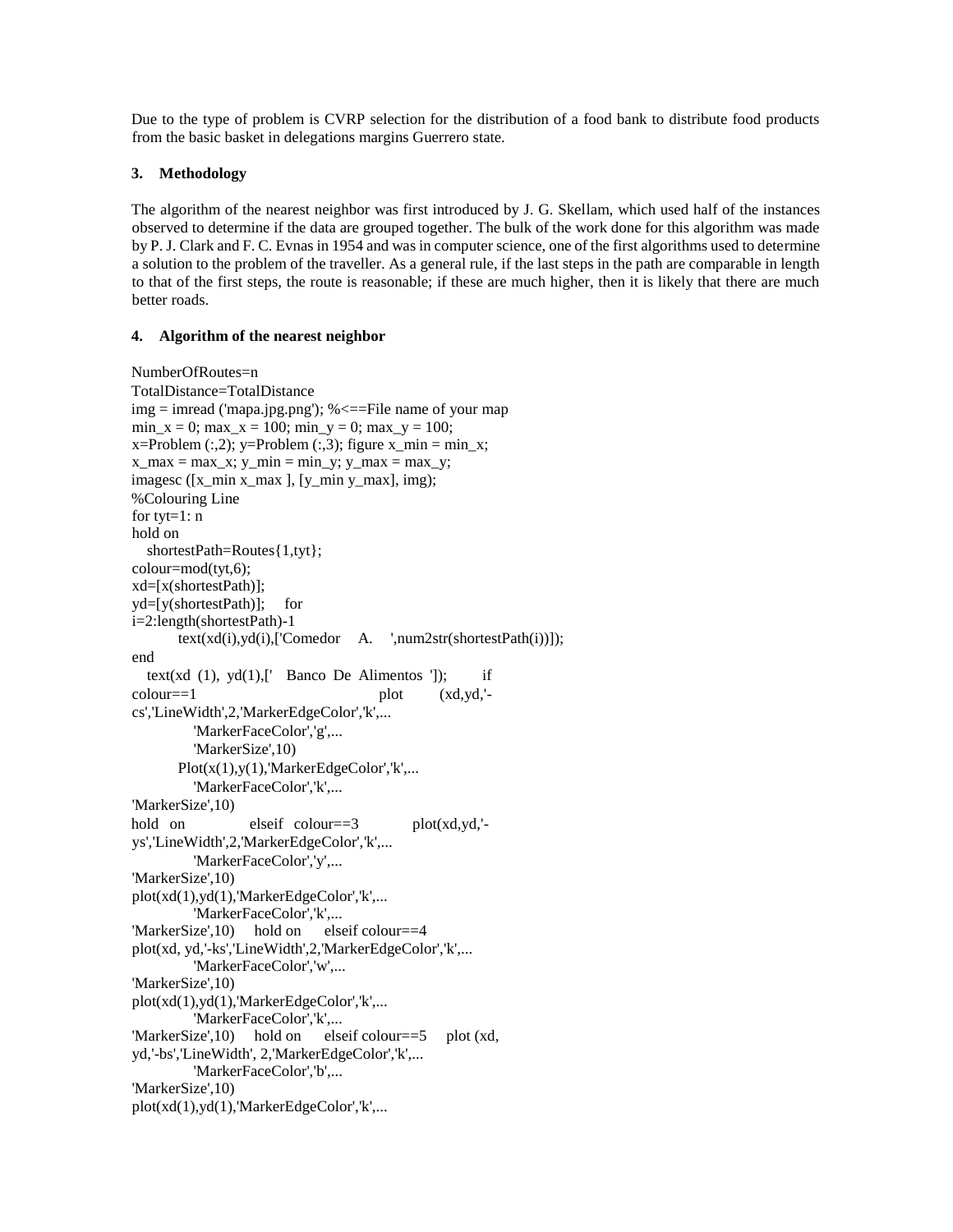Due to the type of problem is CVRP selection for the distribution of a food bank to distribute food products from the basic basket in delegations margins Guerrero state.

## 3. Methodology

The algorithm of the nearest neighbor was first introduced by J. G. Skellam, which used half of the instances observed to determine if the data are grouped together. The bulk of the work done for this algorithm was made by P. J. Clark and F. C. Evnas in 1954 and was in computer science, one of the first algorithms used to determine a solution to the problem of the traveller. As a general rule, if the last steps in the path are comparable in length to that of the first steps, the route is reasonable; if these are much higher, then it is likely that there are much better roads.

## 4. Algorithm of the nearest neighbor

```
NumberOfRoutes=n
TotalDistance=TotalDistance
img = imread ('mapa.jpg.png'); %<==File name of your map
min_x = 0; max_x = 100; min_y = 0; max_y = 100;
x=Problem (:,2); y=Problem (:,3); figure x_min = min_x;
x_max = max_x; y_min = min_y; y_max = max_y;
imagesc ([x_min x_max ], [y_min y_max], img);
%Colouring Line
for tyt=1: n
hold on
   shortestPath=Routes{1,tyt};
colour=mod(tyt,6);
xd=[x(shortestPath)];
yd=[y(shortestPath)];     for
i=2:length(shortestPath)-1
         text(xd(i),yd(i),['Comedor     A.     ',num2str(shortestPath(i))]);
end
   text(xd  (1),  yd(1),['   Banco  De  Alimentos  ']);         if
colour==1                                    plot         (xd,yd,'-
cs','LineWidth',2,'MarkerEdgeColor','k',...
            'MarkerFaceColor','g',...
            'MarkerSize',10)
         Plot(x(1),y(1),'MarkerEdgeColor','k',...
            'MarkerFaceColor','k',...
'MarkerSize',10)
hold   on              elseif   colour==3            plot(xd,yd,'-
ys','LineWidth',2,'MarkerEdgeColor','k',...
            'MarkerFaceColor','y',...
'MarkerSize',10)
plot(xd(1),yd(1),'MarkerEdgeColor','k',...
            'MarkerFaceColor','k',...
'MarkerSize',10)     hold on      elseif colour==4
plot(xd, yd,'-ks','LineWidth',2,'MarkerEdgeColor','k',...
            'MarkerFaceColor','w',...
'MarkerSize',10)
plot(xd(1),yd(1),'MarkerEdgeColor','k',...
            'MarkerFaceColor','k',...
'MarkerSize',10)     hold on      elseif colour==5     plot (xd,
yd,'-bs','LineWidth', 2,'MarkerEdgeColor','k',...
            'MarkerFaceColor','b',...
'MarkerSize',10)
plot(xd(1),yd(1),'MarkerEdgeColor','k',...
```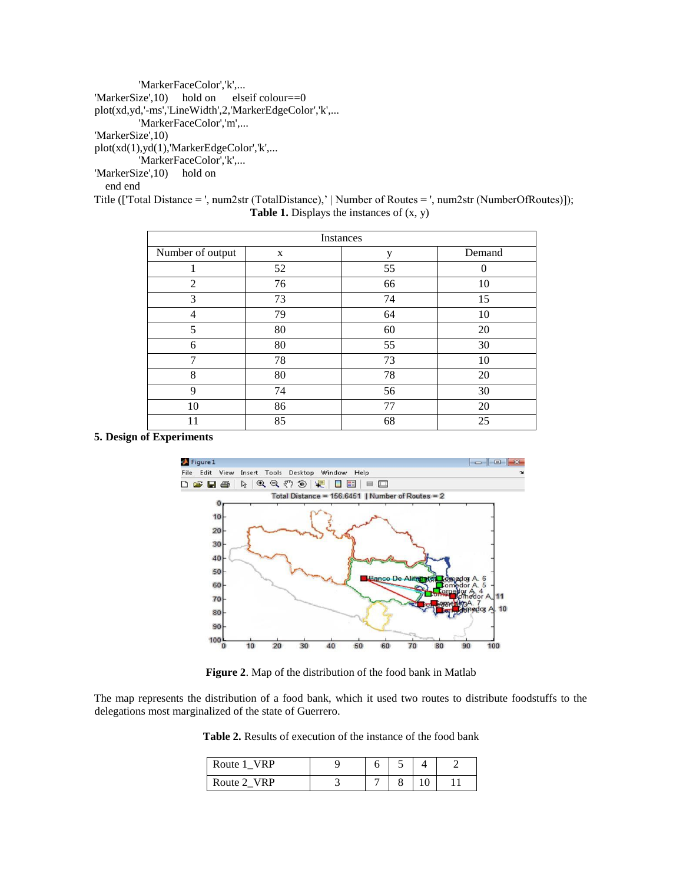```
            'MarkerFaceColor','k',...
'MarkerSize',10)    hold on    elseif colour==0
plot(xd,yd,'-ms','LineWidth',2,'MarkerEdgeColor','k',...
            'MarkerFaceColor','m',...
'MarkerSize',10)
plot(xd(1),yd(1),'MarkerEdgeColor','k',...
            'MarkerFaceColor','k',...
'MarkerSize',10)    hold on
   end end
Title (['Total Distance = ', num2str (TotalDistance),' | Number of Routes = ', num2str (NumberOfRoutes)]);
```

**Table 1.** Displays the instances of (x, y)

| Instances | | | |
|---|---|---|---|
| Number of output | x | y | Demand |
| 1 | 52 | 55 | 0 |
| 2 | 76 | 66 | 10 |
| 3 | 73 | 74 | 15 |
| 4 | 79 | 64 | 10 |
| 5 | 80 | 60 | 20 |
| 6 | 80 | 55 | 30 |
| 7 | 78 | 73 | 10 |
| 8 | 80 | 78 | 20 |
| 9 | 74 | 56 | 30 |
| 10 | 86 | 77 | 20 |
| 11 | 85 | 68 | 25 |

## 5. Design of Experiments

**Figure 2**. Map of the distribution of the food bank in Matlab

The map represents the distribution of a food bank, which it used two routes to distribute foodstuffs to the delegations most marginalized of the state of Guerrero.

**Table 2.** Results of execution of the instance of the food bank

| Route 1_VRP | 9 | 6 | 5 | 4 | 2 |
|---|---|---|---|---|---|
| Route 2_VRP | 3 | 7 | 8 | 10 | 11 |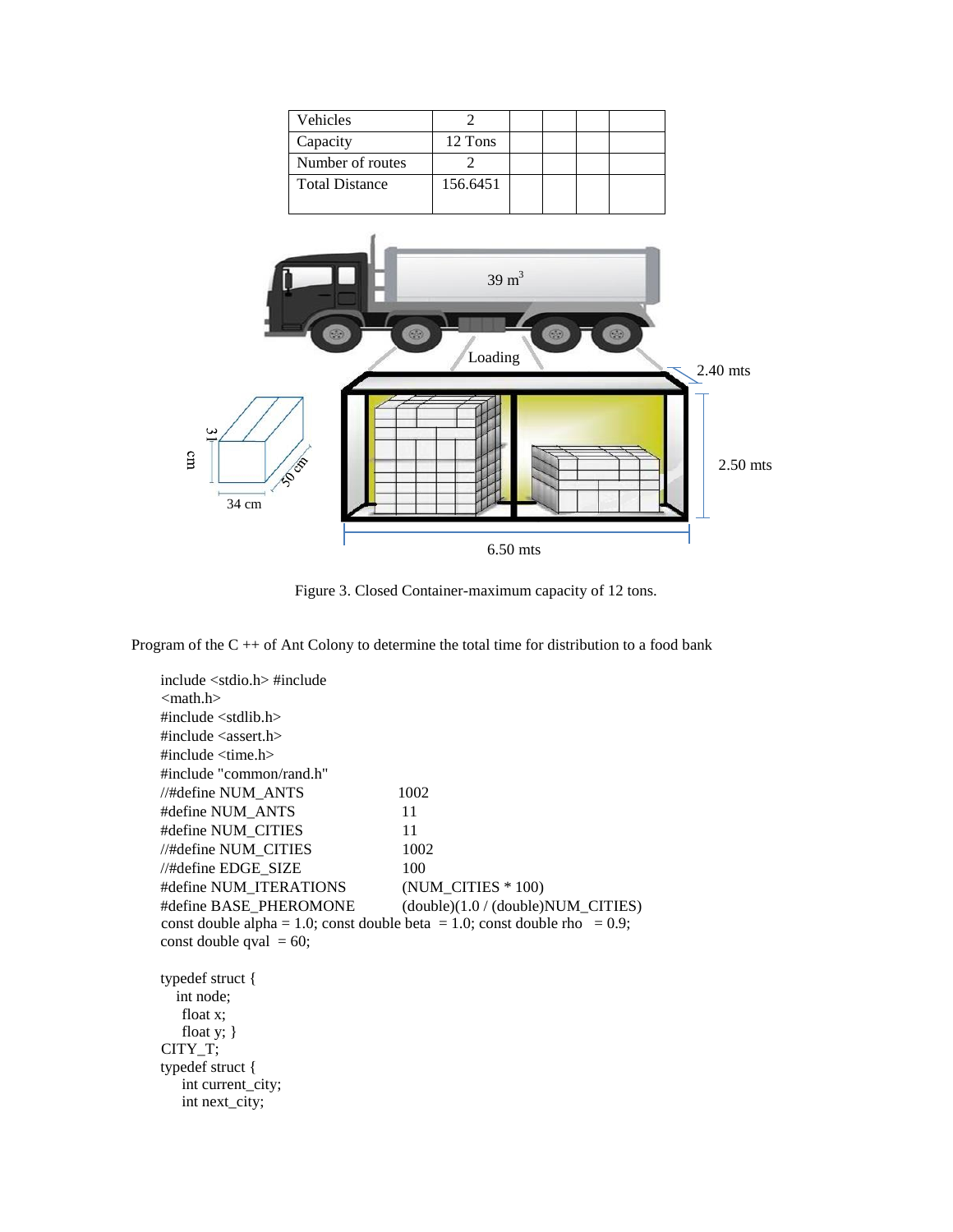| Vehicles | 2 | | | | |
| --- | --- | --- | --- | --- | --- |
| Capacity | 12 Tons | | | | |
| Number of routes | 2 | | | | |
| Total Distance | 156.6451 | | | | |

Figure 3. Closed Container-maximum capacity of 12 tons.

Program of the C ++ of Ant Colony to determine the total time for distribution to a food bank

```
include <stdio.h> #include
<math.h>
#include <stdlib.h>
#include <assert.h>
#include <time.h>
#include "common/rand.h"
//#define NUM_ANTS              1002
#define NUM_ANTS                11
#define NUM_CITIES              11
//#define NUM_CITIES            1002
//#define EDGE_SIZE             100
#define NUM_ITERATIONS          (NUM_CITIES * 100)
#define BASE_PHEROMONE          (double)(1.0 / (double)NUM_CITIES)
const double alpha = 1.0; const double beta  = 1.0; const double rho   = 0.9;
const double qval  = 60;

typedef struct {
   int node;
    float x;
    float y; }
CITY_T;
typedef struct {
    int current_city;
    int next_city;
```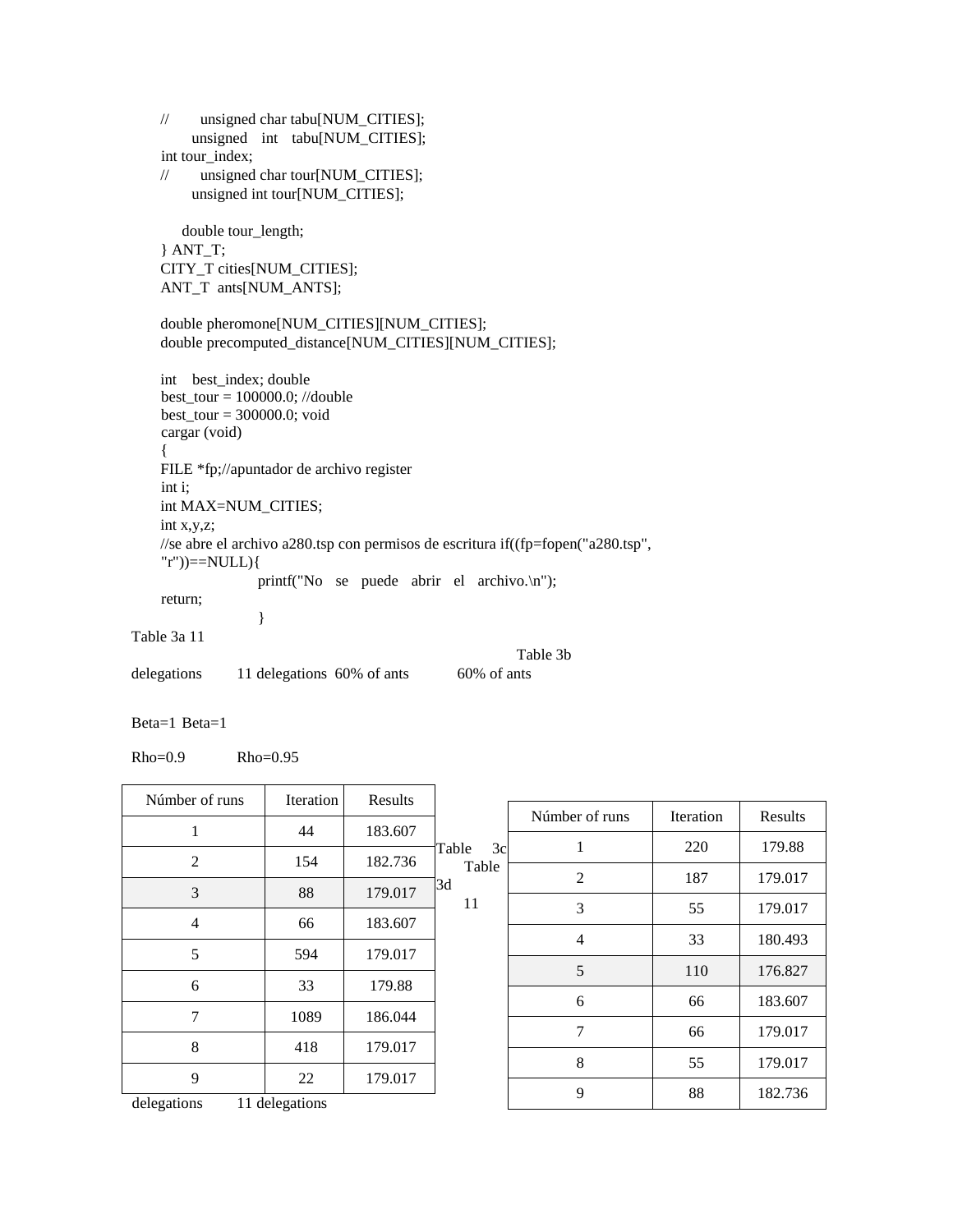```
//        unsigned char tabu[NUM_CITIES];
        unsigned   int   tabu[NUM_CITIES];
int tour_index;
//        unsigned char tour[NUM_CITIES];
        unsigned int tour[NUM_CITIES];

      double tour_length;
} ANT_T;
CITY_T cities[NUM_CITIES];
ANT_T  ants[NUM_ANTS];

double pheromone[NUM_CITIES][NUM_CITIES];
double precomputed_distance[NUM_CITIES][NUM_CITIES];

int    best_index; double
best_tour = 100000.0; //double
best_tour = 300000.0; void
cargar (void)
{
FILE *fp;//apuntador de archivo register
int i;
int MAX=NUM_CITIES;
int x,y,z;
//se abre el archivo a280.tsp con permisos de escritura if((fp=fopen("a280.tsp",
"r"))==NULL){
                  printf("No   se   puede   abrir   el   archivo.\n");
return;
                  }
```

Table 3a 11 delegations 60% of ants

Beta=1

Rho=0.9

| Númber of runs | Iteration | Results |
|---|---|---|
| 1 | 44 | 183.607 |
| 2 | 154 | 182.736 |
| 3 | 88 | 179.017 |
| 4 | 66 | 183.607 |
| 5 | 594 | 179.017 |
| 6 | 33 | 179.88 |
| 7 | 1089 | 186.044 |
| 8 | 418 | 179.017 |
| 9 | 22 | 179.017 |

Table 3b 11 delegations 60% of ants

Beta=1

Rho=0.95

| Númber of runs | Iteration | Results |
|---|---|---|
| 1 | 220 | 179.88 |
| 2 | 187 | 179.017 |
| 3 | 55 | 179.017 |
| 4 | 33 | 180.493 |
| 5 | 110 | 176.827 |
| 6 | 66 | 183.607 |
| 7 | 66 | 179.017 |
| 8 | 55 | 179.017 |
| 9 | 88 | 182.736 |

Table 3c 11 delegations

Table 3d 11 delegations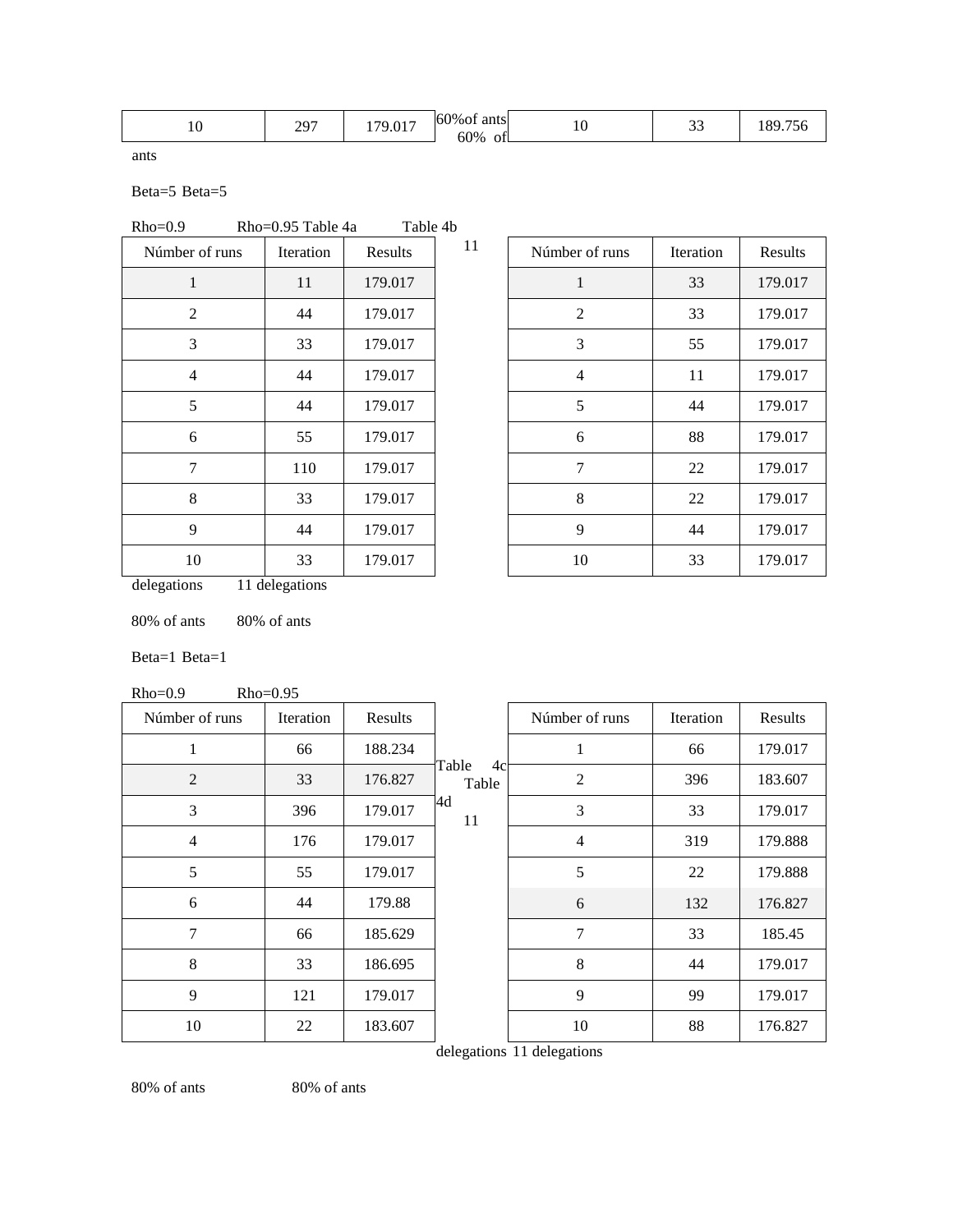| 10 | 297 | 179.017 |
|---|---|---|

60% of ants

| 10 | 33 | 189.756 |
|---|---|---|

60% of ants

Beta=5 Beta=5

Rho=0.9 Rho=0.95

Table 4a Table 4b

| Númber of runs | Iteration | Results |
|---|---|---|
| 1 | 11 | 179.017 |
| 2 | 44 | 179.017 |
| 3 | 33 | 179.017 |
| 4 | 44 | 179.017 |
| 5 | 44 | 179.017 |
| 6 | 55 | 179.017 |
| 7 | 110 | 179.017 |
| 8 | 33 | 179.017 |
| 9 | 44 | 179.017 |
| 10 | 33 | 179.017 |

| Númber of runs | Iteration | Results |
|---|---|---|
| 1 | 33 | 179.017 |
| 2 | 33 | 179.017 |
| 3 | 55 | 179.017 |
| 4 | 11 | 179.017 |
| 5 | 44 | 179.017 |
| 6 | 88 | 179.017 |
| 7 | 22 | 179.017 |
| 8 | 22 | 179.017 |
| 9 | 44 | 179.017 |
| 10 | 33 | 179.017 |

11 delegations 11 delegations

80% of ants 80% of ants

Beta=1 Beta=1

Rho=0.9 Rho=0.95

Table 4c Table 4d

| Númber of runs | Iteration | Results |
|---|---|---|
| 1 | 66 | 188.234 |
| 2 | 33 | 176.827 |
| 3 | 396 | 179.017 |
| 4 | 176 | 179.017 |
| 5 | 55 | 179.017 |
| 6 | 44 | 179.88 |
| 7 | 66 | 185.629 |
| 8 | 33 | 186.695 |
| 9 | 121 | 179.017 |
| 10 | 22 | 183.607 |

| Númber of runs | Iteration | Results |
|---|---|---|
| 1 | 66 | 179.017 |
| 2 | 396 | 183.607 |
| 3 | 33 | 179.017 |
| 4 | 319 | 179.888 |
| 5 | 22 | 179.888 |
| 6 | 132 | 176.827 |
| 7 | 33 | 185.45 |
| 8 | 44 | 179.017 |
| 9 | 99 | 179.017 |
| 10 | 88 | 176.827 |

11 delegations 11 delegations

80% of ants 80% of ants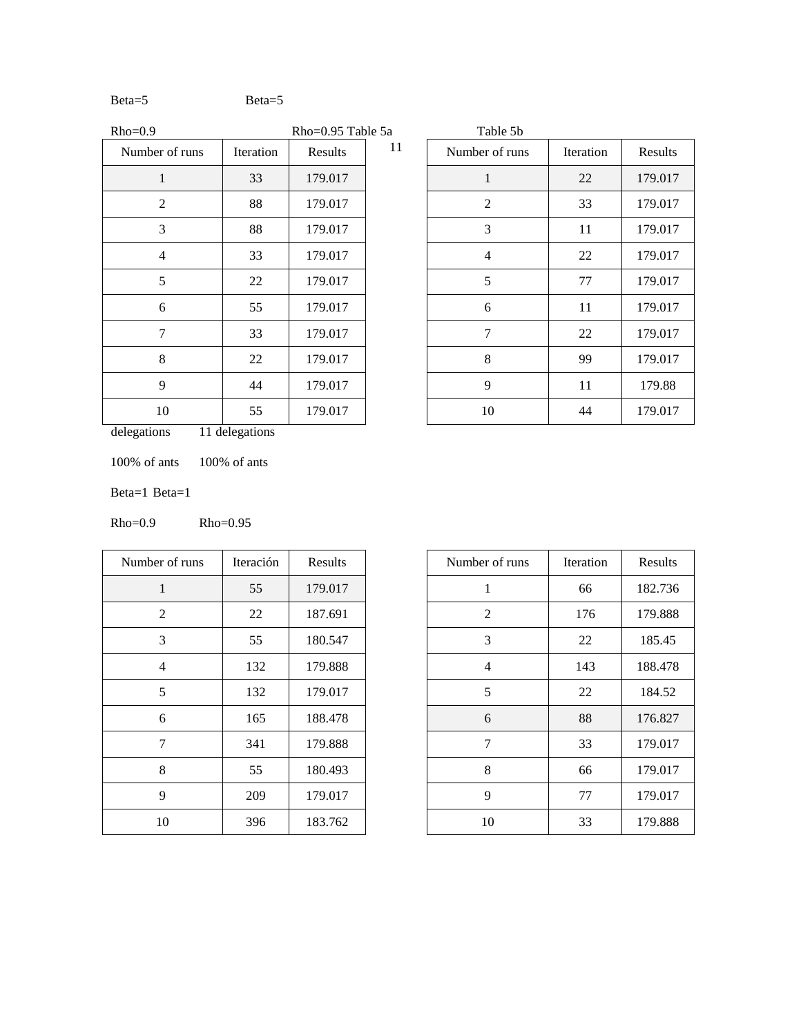Beta=5 Beta=5

Rho=0.9 Rho=0.95 Table 5a Table 5b

11

| Number of runs | Iteration | Results |
|---|---|---|
| 1 | 33 | 179.017 |
| 2 | 88 | 179.017 |
| 3 | 88 | 179.017 |
| 4 | 33 | 179.017 |
| 5 | 22 | 179.017 |
| 6 | 55 | 179.017 |
| 7 | 33 | 179.017 |
| 8 | 22 | 179.017 |
| 9 | 44 | 179.017 |
| 10 | 55 | 179.017 |

| Number of runs | Iteration | Results |
|---|---|---|
| 1 | 22 | 179.017 |
| 2 | 33 | 179.017 |
| 3 | 11 | 179.017 |
| 4 | 22 | 179.017 |
| 5 | 77 | 179.017 |
| 6 | 11 | 179.017 |
| 7 | 22 | 179.017 |
| 8 | 99 | 179.017 |
| 9 | 11 | 179.88 |
| 10 | 44 | 179.017 |

delegations 11 delegations

100% of ants 100% of ants

Beta=1 Beta=1

Rho=0.9 Rho=0.95

| Number of runs | Iteración | Results |
|---|---|---|
| 1 | 55 | 179.017 |
| 2 | 22 | 187.691 |
| 3 | 55 | 180.547 |
| 4 | 132 | 179.888 |
| 5 | 132 | 179.017 |
| 6 | 165 | 188.478 |
| 7 | 341 | 179.888 |
| 8 | 55 | 180.493 |
| 9 | 209 | 179.017 |
| 10 | 396 | 183.762 |

| Number of runs | Iteration | Results |
|---|---|---|
| 1 | 66 | 182.736 |
| 2 | 176 | 179.888 |
| 3 | 22 | 185.45 |
| 4 | 143 | 188.478 |
| 5 | 22 | 184.52 |
| 6 | 88 | 176.827 |
| 7 | 33 | 179.017 |
| 8 | 66 | 179.017 |
| 9 | 77 | 179.017 |
| 10 | 33 | 179.888 |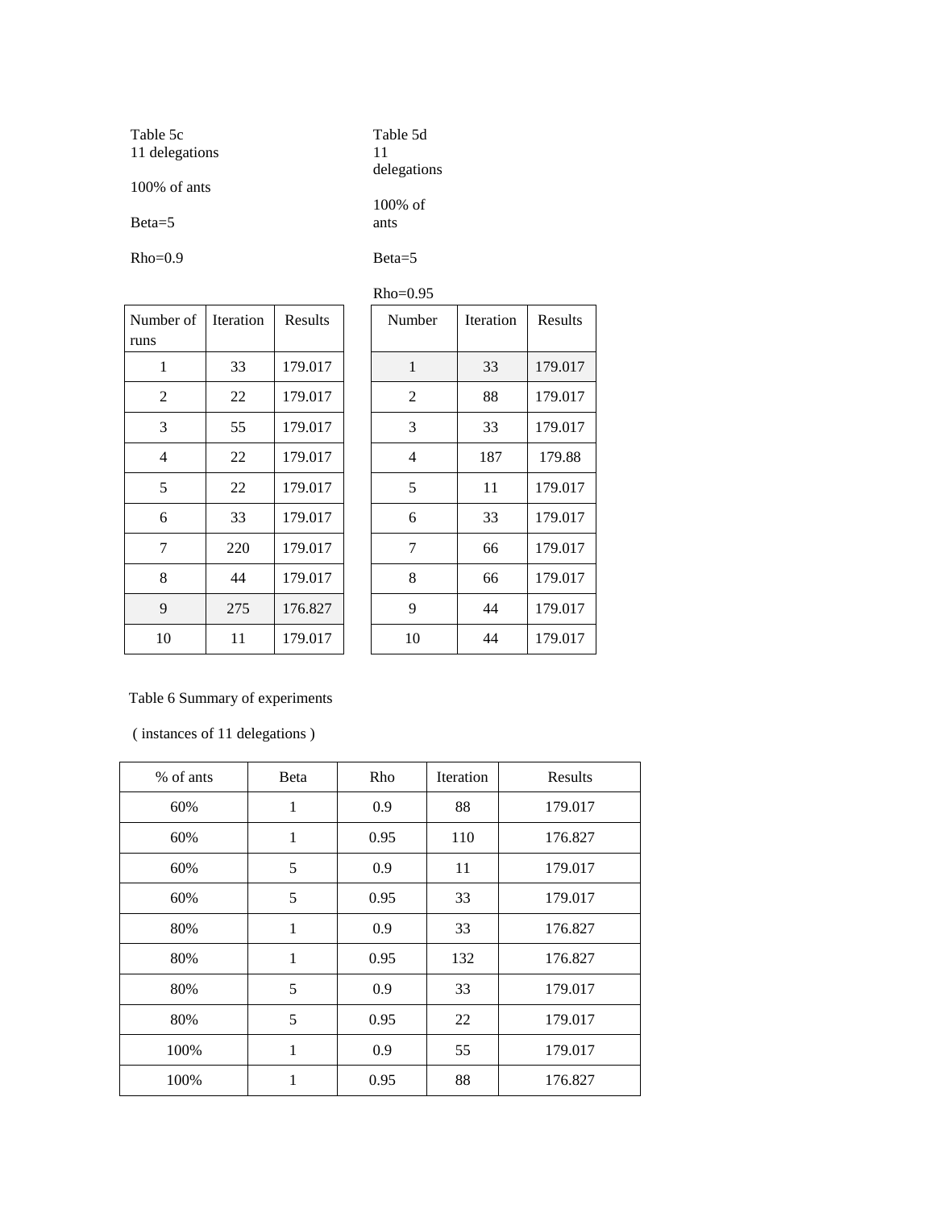Table 5c
11 delegations

100% of ants

Beta=5

Rho=0.9

| Number of runs | Iteration | Results |
|---|---|---|
| 1 | 33 | 179.017 |
| 2 | 22 | 179.017 |
| 3 | 55 | 179.017 |
| 4 | 22 | 179.017 |
| 5 | 22 | 179.017 |
| 6 | 33 | 179.017 |
| 7 | 220 | 179.017 |
| 8 | 44 | 179.017 |
| 9 | 275 | 176.827 |
| 10 | 11 | 179.017 |

Table 5d
11 delegations

100% of ants

Beta=5

Rho=0.95

| Number | Iteration | Results |
|---|---|---|
| 1 | 33 | 179.017 |
| 2 | 88 | 179.017 |
| 3 | 33 | 179.017 |
| 4 | 187 | 179.88 |
| 5 | 11 | 179.017 |
| 6 | 33 | 179.017 |
| 7 | 66 | 179.017 |
| 8 | 66 | 179.017 |
| 9 | 44 | 179.017 |
| 10 | 44 | 179.017 |

Table 6 Summary of experiments

( instances of 11 delegations )

| % of ants | Beta | Rho | Iteration | Results |
|---|---|---|---|---|
| 60% | 1 | 0.9 | 88 | 179.017 |
| 60% | 1 | 0.95 | 110 | 176.827 |
| 60% | 5 | 0.9 | 11 | 179.017 |
| 60% | 5 | 0.95 | 33 | 179.017 |
| 80% | 1 | 0.9 | 33 | 176.827 |
| 80% | 1 | 0.95 | 132 | 176.827 |
| 80% | 5 | 0.9 | 33 | 179.017 |
| 80% | 5 | 0.95 | 22 | 179.017 |
| 100% | 1 | 0.9 | 55 | 179.017 |
| 100% | 1 | 0.95 | 88 | 176.827 |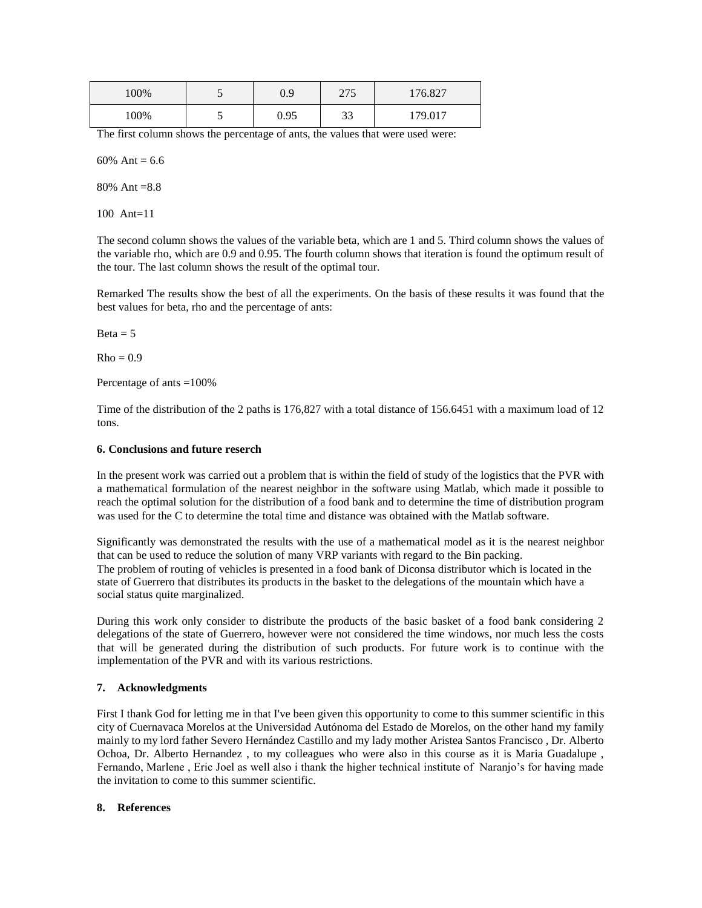| 100% | 5 | 0.9 | 275 | 176.827 |
|---|---|---|---|---|
| 100% | 5 | 0.95 | 33 | 179.017 |

The first column shows the percentage of ants, the values that were used were:

60% Ant = 6.6

80% Ant =8.8

100 Ant=11

The second column shows the values of the variable beta, which are 1 and 5. Third column shows the values of the variable rho, which are 0.9 and 0.95. The fourth column shows that iteration is found the optimum result of the tour. The last column shows the result of the optimal tour.

Remarked The results show the best of all the experiments. On the basis of these results it was found that the best values for beta, rho and the percentage of ants:

Beta = 5

Rho = 0.9

Percentage of ants =100%

Time of the distribution of the 2 paths is 176,827 with a total distance of 156.6451 with a maximum load of 12 tons.

**6. Conclusions and future reserch**

In the present work was carried out a problem that is within the field of study of the logistics that the PVR with a mathematical formulation of the nearest neighbor in the software using Matlab, which made it possible to reach the optimal solution for the distribution of a food bank and to determine the time of distribution program was used for the C to determine the total time and distance was obtained with the Matlab software.

Significantly was demonstrated the results with the use of a mathematical model as it is the nearest neighbor that can be used to reduce the solution of many VRP variants with regard to the Bin packing.
The problem of routing of vehicles is presented in a food bank of Diconsa distributor which is located in the state of Guerrero that distributes its products in the basket to the delegations of the mountain which have a social status quite marginalized.

During this work only consider to distribute the products of the basic basket of a food bank considering 2 delegations of the state of Guerrero, however were not considered the time windows, nor much less the costs that will be generated during the distribution of such products. For future work is to continue with the implementation of the PVR and with its various restrictions.

**7. Acknowledgments**

First I thank God for letting me in that I've been given this opportunity to come to this summer scientific in this city of Cuernavaca Morelos at the Universidad Autónoma del Estado de Morelos, on the other hand my family mainly to my lord father Severo Hernández Castillo and my lady mother Aristea Santos Francisco , Dr. Alberto Ochoa, Dr. Alberto Hernandez , to my colleagues who were also in this course as it is Maria Guadalupe , Fernando, Marlene , Eric Joel as well also i thank the higher technical institute of Naranjo's for having made the invitation to come to this summer scientific.

**8. References**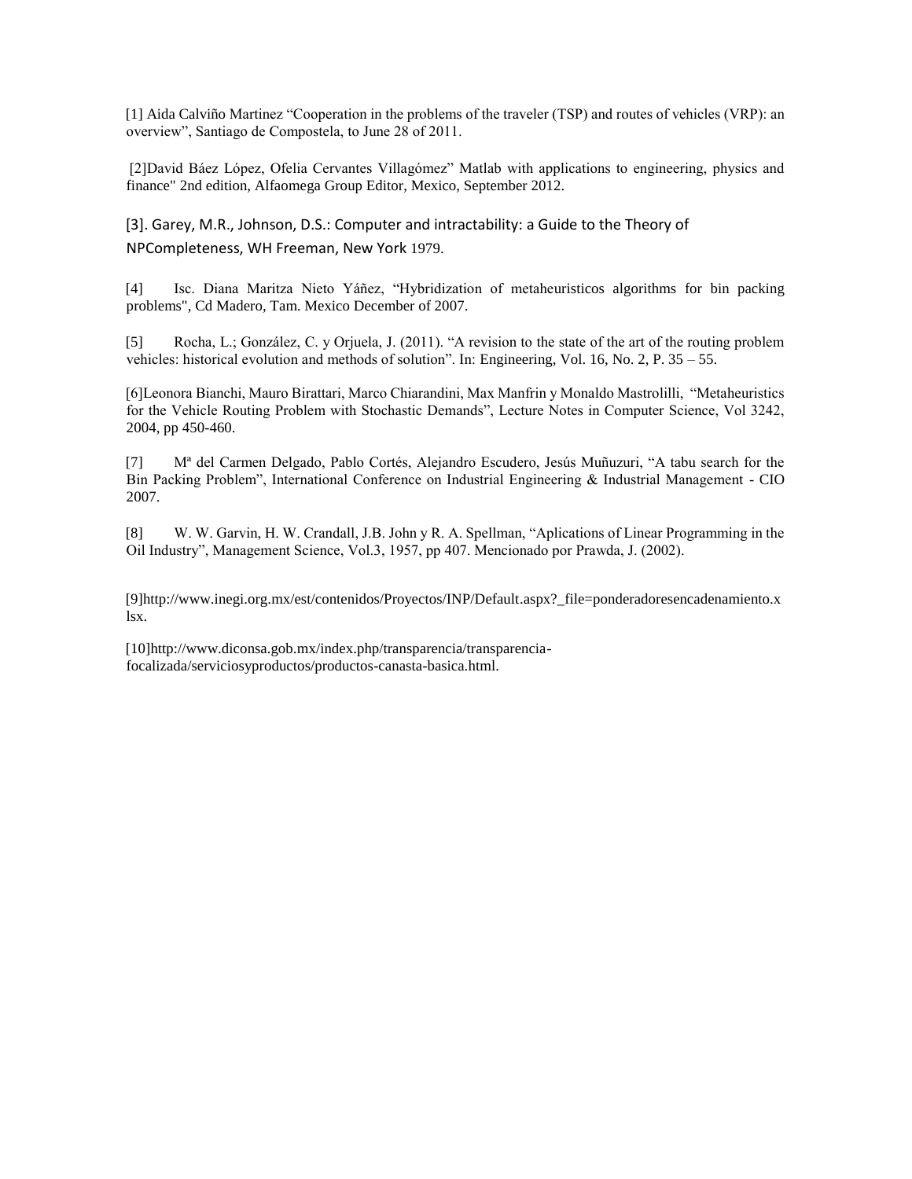[1] Aida Calviño Martinez "Cooperation in the problems of the traveler (TSP) and routes of vehicles (VRP): an overview", Santiago de Compostela, to June 28 of 2011.

[2]David Báez López, Ofelia Cervantes Villagómez" Matlab with applications to engineering, physics and finance" 2nd edition, Alfaomega Group Editor, Mexico, September 2012.

[3]. Garey, M.R., Johnson, D.S.: Computer and intractability: a Guide to the Theory of NPCompleteness, WH Freeman, New York 1979.

[4] Isc. Diana Maritza Nieto Yáñez, "Hybridization of metaheuristicos algorithms for bin packing problems", Cd Madero, Tam. Mexico December of 2007.

[5] Rocha, L.; González, C. y Orjuela, J. (2011). "A revision to the state of the art of the routing problem vehicles: historical evolution and methods of solution". In: Engineering, Vol. 16, No. 2, P. 35 – 55.

[6]Leonora Bianchi, Mauro Birattari, Marco Chiarandini, Max Manfrin y Monaldo Mastrolilli, "Metaheuristics for the Vehicle Routing Problem with Stochastic Demands", Lecture Notes in Computer Science, Vol 3242, 2004, pp 450-460.

[7] Mª del Carmen Delgado, Pablo Cortés, Alejandro Escudero, Jesús Muñuzuri, "A tabu search for the Bin Packing Problem", International Conference on Industrial Engineering & Industrial Management - CIO 2007.

[8] W. W. Garvin, H. W. Crandall, J.B. John y R. A. Spellman, "Aplications of Linear Programming in the Oil Industry", Management Science, Vol.3, 1957, pp 407. Mencionado por Prawda, J. (2002).

[9]http://www.inegi.org.mx/est/contenidos/Proyectos/INP/Default.aspx?_file=ponderadoresencadenamiento.xlsx.

[10]http://www.diconsa.gob.mx/index.php/transparencia/transparencia-focalizada/serviciosyproductos/productos-canasta-basica.html.